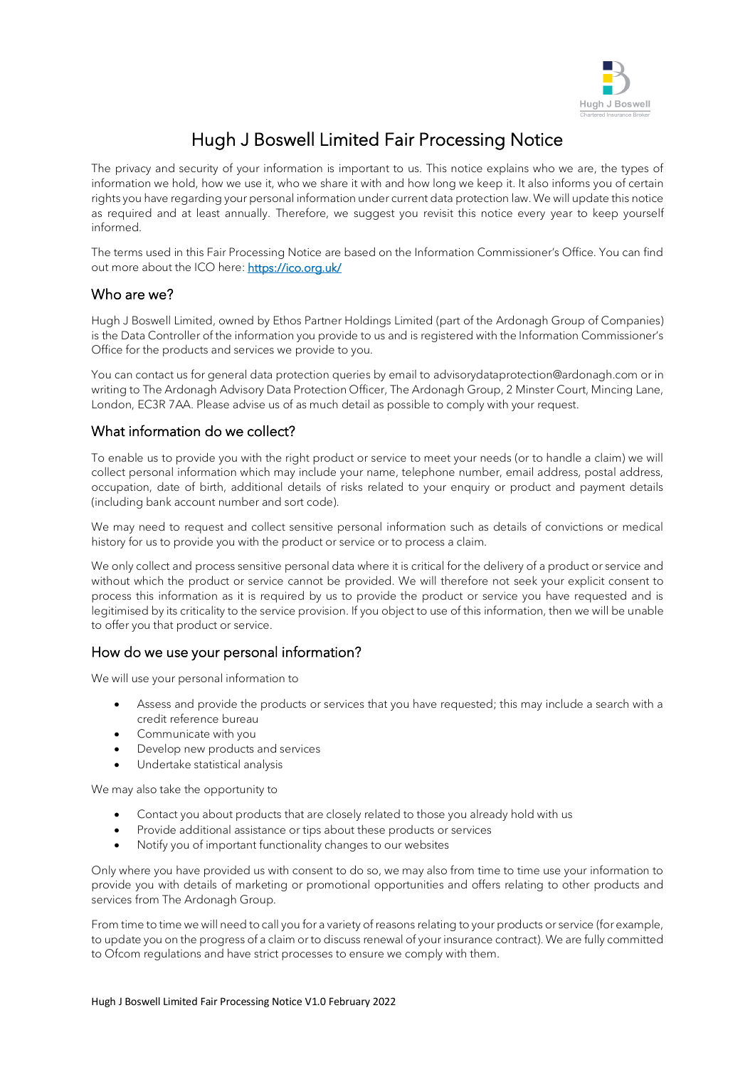# Hugh J Boswell Limited Fair Processing Notice

The privacy and security of your information is important to us. This notice explains who we are, the types of information we hold, how we use it, who we share it with and how long we keep it. It also informs you of certain rights you have regarding your personal information under current data protection law. We will update this notice as required and at least annually. Therefore, we suggest you revisit this notice every year to keep yourself informed.

The terms used in this Fair Processing Notice are based on the Information Commissioner's Office. You can find out more about the ICO here: https://ico.org.uk/

## Who are we?

Hugh J Boswell Limited, owned by Ethos Partner Holdings Limited (part of the Ardonagh Group of Companies) is the Data Controller of the information you provide to us and is registered with the Information Commissioner's Office for the products and services we provide to you.

You can contact us for general data protection queries by email to advisorydataprotection@ardonagh.com or in writing to The Ardonagh Advisory Data Protection Officer, The Ardonagh Group, 2 Minster Court, Mincing Lane, London, EC3R 7AA. Please advise us of as much detail as possible to comply with your request.

## What information do we collect?

To enable us to provide you with the right product or service to meet your needs (or to handle a claim) we will collect personal information which may include your name, telephone number, email address, postal address, occupation, date of birth, additional details of risks related to your enquiry or product and payment details (including bank account number and sort code).

We may need to request and collect sensitive personal information such as details of convictions or medical history for us to provide you with the product or service or to process a claim.

We only collect and process sensitive personal data where it is critical for the delivery of a product or service and without which the product or service cannot be provided. We will therefore not seek your explicit consent to process this information as it is required by us to provide the product or service you have requested and is legitimised by its criticality to the service provision. If you object to use of this information, then we will be unable to offer you that product or service.

## How do we use your personal information?

We will use your personal information to

- Assess and provide the products or services that you have requested; this may include a search with a credit reference bureau
- Communicate with you
- Develop new products and services
- Undertake statistical analysis

We may also take the opportunity to

- Contact you about products that are closely related to those you already hold with us
- Provide additional assistance or tips about these products or services
- Notify you of important functionality changes to our websites

Only where you have provided us with consent to do so, we may also from time to time use your information to provide you with details of marketing or promotional opportunities and offers relating to other products and services from The Ardonagh Group.

From time to time we will need to call you for a variety of reasons relating to your products or service (for example, to update you on the progress of a claim or to discuss renewal of your insurance contract). We are fully committed to Ofcom regulations and have strict processes to ensure we comply with them.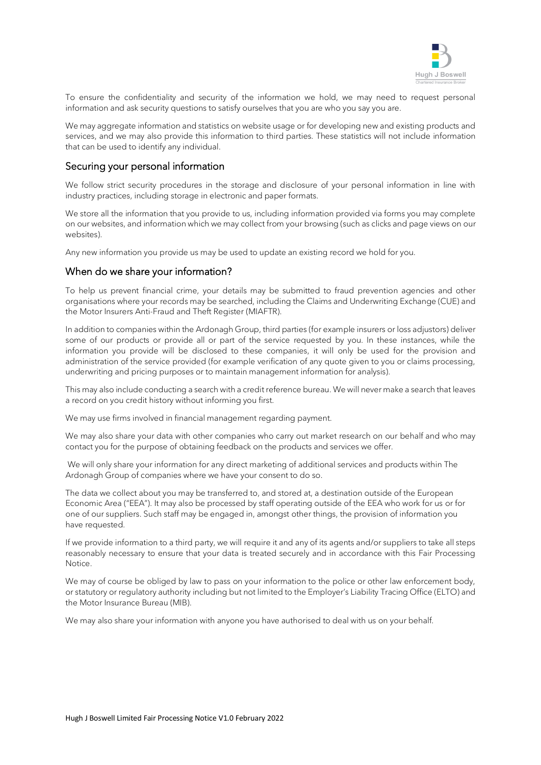To ensure the confidentiality and security of the information we hold, we may need to request personal information and ask security questions to satisfy ourselves that you are who you say you are.

We may aggregate information and statistics on website usage or for developing new and existing products and services, and we may also provide this information to third parties. These statistics will not include information that can be used to identify any individual.

## Securing your personal information

We follow strict security procedures in the storage and disclosure of your personal information in line with industry practices, including storage in electronic and paper formats.

We store all the information that you provide to us, including information provided via forms you may complete on our websites, and information which we may collect from your browsing (such as clicks and page views on our websites).

Any new information you provide us may be used to update an existing record we hold for you.

## When do we share your information?

To help us prevent financial crime, your details may be submitted to fraud prevention agencies and other organisations where your records may be searched, including the Claims and Underwriting Exchange (CUE) and the Motor Insurers Anti-Fraud and Theft Register (MIAFTR).

In addition to companies within the Ardonagh Group, third parties (for example insurers or loss adjustors) deliver some of our products or provide all or part of the service requested by you. In these instances, while the information you provide will be disclosed to these companies, it will only be used for the provision and administration of the service provided (for example verification of any quote given to you or claims processing, underwriting and pricing purposes or to maintain management information for analysis).

This may also include conducting a search with a credit reference bureau. We will never make a search that leaves a record on you credit history without informing you first.

We may use firms involved in financial management regarding payment.

We may also share your data with other companies who carry out market research on our behalf and who may contact you for the purpose of obtaining feedback on the products and services we offer.

We will only share your information for any direct marketing of additional services and products within The Ardonagh Group of companies where we have your consent to do so.

The data we collect about you may be transferred to, and stored at, a destination outside of the European Economic Area ("EEA"). It may also be processed by staff operating outside of the EEA who work for us or for one of our suppliers. Such staff may be engaged in, amongst other things, the provision of information you have requested.

If we provide information to a third party, we will require it and any of its agents and/or suppliers to take all steps reasonably necessary to ensure that your data is treated securely and in accordance with this Fair Processing Notice.

We may of course be obliged by law to pass on your information to the police or other law enforcement body, or statutory or regulatory authority including but not limited to the Employer's Liability Tracing Office (ELTO) and the Motor Insurance Bureau (MIB).

We may also share your information with anyone you have authorised to deal with us on your behalf.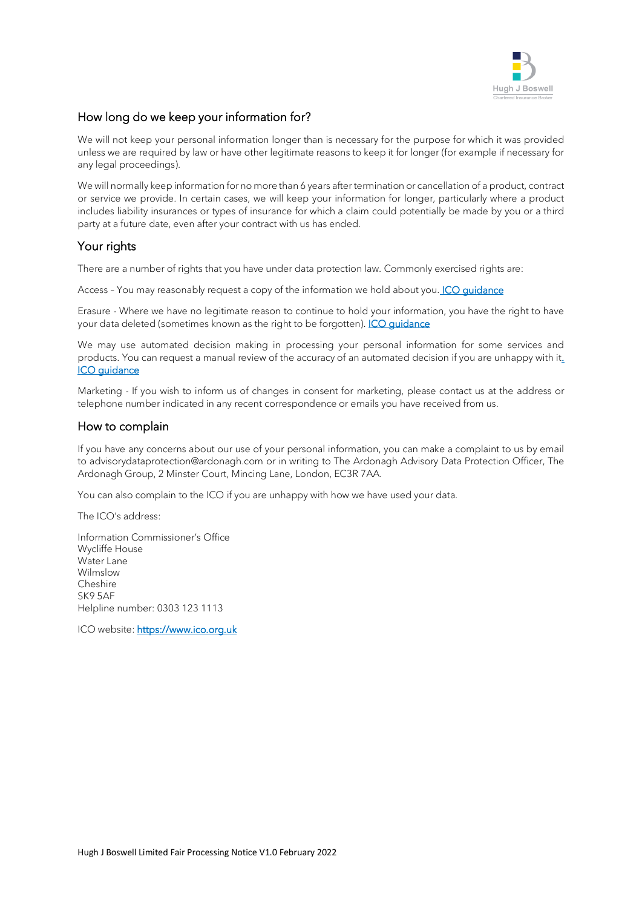## How long do we keep your information for?

We will not keep your personal information longer than is necessary for the purpose for which it was provided unless we are required by law or have other legitimate reasons to keep it for longer (for example if necessary for any legal proceedings).

We will normally keep information for no more than 6 years after termination or cancellation of a product, contract or service we provide. In certain cases, we will keep your information for longer, particularly where a product includes liability insurances or types of insurance for which a claim could potentially be made by you or a third party at a future date, even after your contract with us has ended.

## Your rights

There are a number of rights that you have under data protection law. Commonly exercised rights are:

Access – You may reasonably request a copy of the information we hold about you. [ICO guidance](#)

Erasure - Where we have no legitimate reason to continue to hold your information, you have the right to have your data deleted (sometimes known as the right to be forgotten). [ICO guidance](#)

We may use automated decision making in processing your personal information for some services and products. You can request a manual review of the accuracy of an automated decision if you are unhappy with it. [ICO guidance](#)

Marketing - If you wish to inform us of changes in consent for marketing, please contact us at the address or telephone number indicated in any recent correspondence or emails you have received from us.

## How to complain

If you have any concerns about our use of your personal information, you can make a complaint to us by email to advisorydataprotection@ardonagh.com or in writing to The Ardonagh Advisory Data Protection Officer, The Ardonagh Group, 2 Minster Court, Mincing Lane, London, EC3R 7AA.

You can also complain to the ICO if you are unhappy with how we have used your data.

The ICO's address:

Information Commissioner's Office
Wycliffe House
Water Lane
Wilmslow
Cheshire
SK9 5AF
Helpline number: 0303 123 1113

ICO website: [https://www.ico.org.uk](https://www.ico.org.uk)